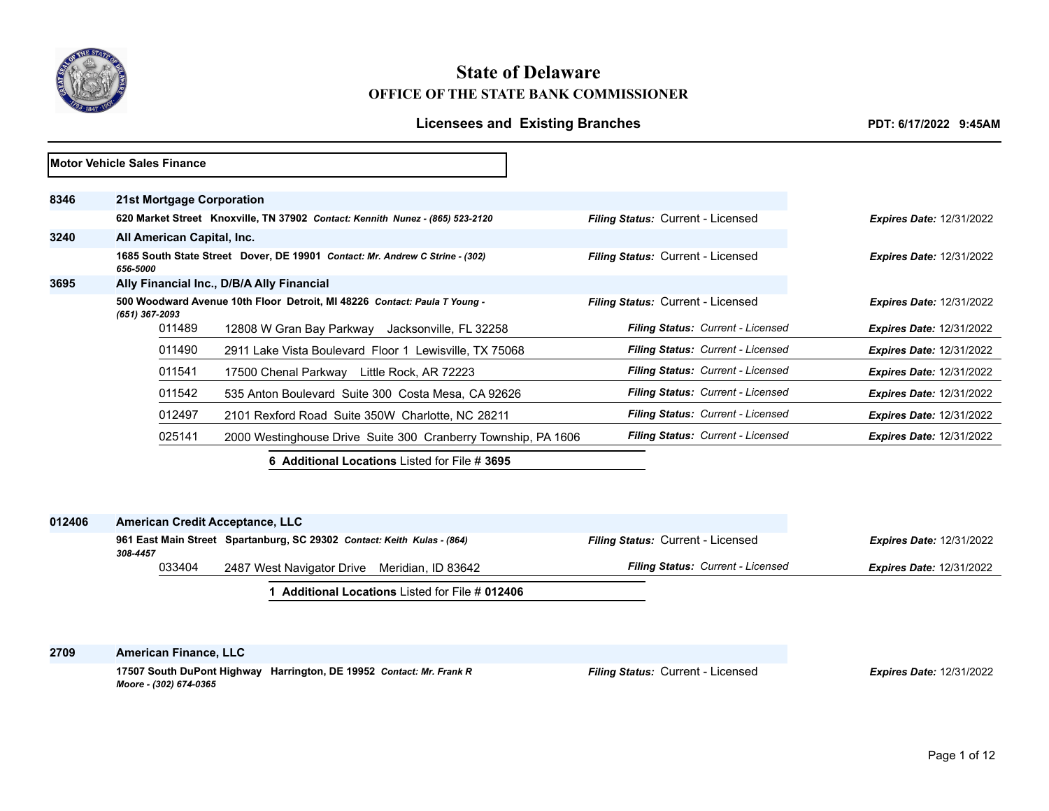# State of Delaware

## OFFICE OF THE STATE BANK COMMISSIONER

### Licensees and Existing Branches

**PDT: 6/17/2022 9:45AM**

**Motor Vehicle Sales Finance**

**8346** **21st Mortgage Corporation**

**620 Market Street Knoxville, TN 37902** *Contact: Kennith Nunez - (865) 523-2120* — *Filing Status:* Current - Licensed — *Expires Date:* 12/31/2022

**3240** **All American Capital, Inc.**

**1685 South State Street Dover, DE 19901** *Contact: Mr. Andrew C Strine - (302) 656-5000* — *Filing Status:* Current - Licensed — *Expires Date:* 12/31/2022

**3695** **Ally Financial Inc., D/B/A Ally Financial**

**500 Woodward Avenue 10th Floor Detroit, MI 48226** *Contact: Paula T Young - (651) 367-2093* — *Filing Status:* Current - Licensed — *Expires Date:* 12/31/2022

| Branch | Address | Filing Status | Expires Date |
|---|---|---|---|
| 011489 | 12808 W Gran Bay Parkway Jacksonville, FL 32258 | Current - Licensed | 12/31/2022 |
| 011490 | 2911 Lake Vista Boulevard Floor 1 Lewisville, TX 75068 | Current - Licensed | 12/31/2022 |
| 011541 | 17500 Chenal Parkway Little Rock, AR 72223 | Current - Licensed | 12/31/2022 |
| 011542 | 535 Anton Boulevard Suite 300 Costa Mesa, CA 92626 | Current - Licensed | 12/31/2022 |
| 012497 | 2101 Rexford Road Suite 350W Charlotte, NC 28211 | Current - Licensed | 12/31/2022 |
| 025141 | 2000 Westinghouse Drive Suite 300 Cranberry Township, PA 1606 | Current - Licensed | 12/31/2022 |

**6 Additional Locations** Listed for File # **3695**

**012406** **American Credit Acceptance, LLC**

**961 East Main Street Spartanburg, SC 29302** *Contact: Keith Kulas - (864) 308-4457* — *Filing Status:* Current - Licensed — *Expires Date:* 12/31/2022

| Branch | Address | Filing Status | Expires Date |
|---|---|---|---|
| 033404 | 2487 West Navigator Drive Meridian, ID 83642 | Current - Licensed | 12/31/2022 |

**1 Additional Locations** Listed for File # **012406**

**2709** **American Finance, LLC**

**17507 South DuPont Highway Harrington, DE 19952** *Contact: Mr. Frank R Moore - (302) 674-0365* — *Filing Status:* Current - Licensed — *Expires Date:* 12/31/2022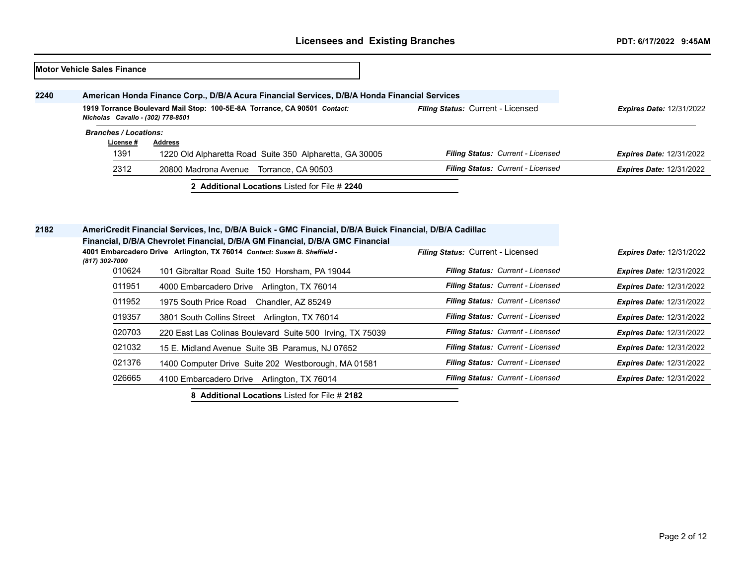## Licensees and Existing Branches

PDT: 6/17/2022 9:45AM

**Motor Vehicle Sales Finance**

### 2240 American Honda Finance Corp., D/B/A Acura Financial Services, D/B/A Honda Financial Services

**1919 Torrance Boulevard Mail Stop: 100-5E-8A Torrance, CA 90501** *Contact: Nicholas Cavallo - (302) 778-8501*

***Filing Status:*** Current - Licensed — ***Expires Date:*** 12/31/2022

***Branches / Locations:***

| License # | Address | Filing Status | Expires Date |
|---|---|---|---|
| 1391 | 1220 Old Alpharetta Road Suite 350 Alpharetta, GA 30005 | Current - Licensed | 12/31/2022 |
| 2312 | 20800 Madrona Avenue Torrance, CA 90503 | Current - Licensed | 12/31/2022 |

**2 Additional Locations** Listed for File # **2240**

### 2182 AmeriCredit Financial Services, Inc, D/B/A Buick - GMC Financial, D/B/A Buick Financial, D/B/A Cadillac Financial, D/B/A Chevrolet Financial, D/B/A GM Financial, D/B/A GMC Financial

**4001 Embarcadero Drive Arlington, TX 76014** *Contact: Susan B. Sheffield - (817) 302-7000*

***Filing Status:*** Current - Licensed — ***Expires Date:*** 12/31/2022

| License # | Address | Filing Status | Expires Date |
|---|---|---|---|
| 010624 | 101 Gibraltar Road Suite 150 Horsham, PA 19044 | Current - Licensed | 12/31/2022 |
| 011951 | 4000 Embarcadero Drive Arlington, TX 76014 | Current - Licensed | 12/31/2022 |
| 011952 | 1975 South Price Road Chandler, AZ 85249 | Current - Licensed | 12/31/2022 |
| 019357 | 3801 South Collins Street Arlington, TX 76014 | Current - Licensed | 12/31/2022 |
| 020703 | 220 East Las Colinas Boulevard Suite 500 Irving, TX 75039 | Current - Licensed | 12/31/2022 |
| 021032 | 15 E. Midland Avenue Suite 3B Paramus, NJ 07652 | Current - Licensed | 12/31/2022 |
| 021376 | 1400 Computer Drive Suite 202 Westborough, MA 01581 | Current - Licensed | 12/31/2022 |
| 026665 | 4100 Embarcadero Drive Arlington, TX 76014 | Current - Licensed | 12/31/2022 |

**8 Additional Locations** Listed for File # **2182**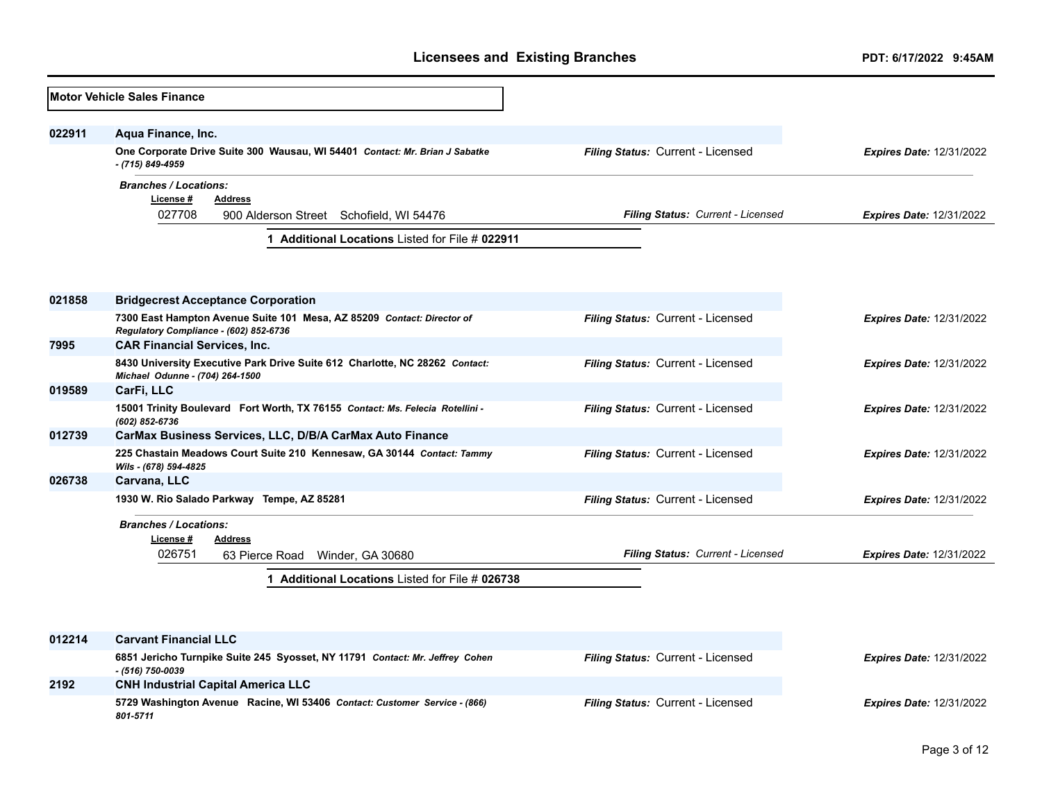## Licensees and Existing Branches

PDT: 6/17/2022 9:45AM

**Motor Vehicle Sales Finance**

**022911** **Aqua Finance, Inc.**

**One Corporate Drive Suite 300 Wausau, WI 54401** ***Contact: Mr. Brian J Sabatke - (715) 849-4959***

*Filing Status:* Current - Licensed | *Expires Date:* 12/31/2022

*Branches / Locations:*

| License # | Address | Filing Status | Expires Date |
|---|---|---|---|
| 027708 | 900 Alderson Street Schofield, WI 54476 | Current - Licensed | 12/31/2022 |

**1 Additional Locations** Listed for File # **022911**

---

**021858** **Bridgecrest Acceptance Corporation**

**7300 East Hampton Avenue Suite 101 Mesa, AZ 85209** ***Contact: Director of Regulatory Compliance - (602) 852-6736***

*Filing Status:* Current - Licensed | *Expires Date:* 12/31/2022

**7995** **CAR Financial Services, Inc.**

**8430 University Executive Park Drive Suite 612 Charlotte, NC 28262** ***Contact: Michael Odunne - (704) 264-1500***

*Filing Status:* Current - Licensed | *Expires Date:* 12/31/2022

**019589** **CarFi, LLC**

**15001 Trinity Boulevard Fort Worth, TX 76155** ***Contact: Ms. Felecia Rotellini - (602) 852-6736***

*Filing Status:* Current - Licensed | *Expires Date:* 12/31/2022

**012739** **CarMax Business Services, LLC, D/B/A CarMax Auto Finance**

**225 Chastain Meadows Court Suite 210 Kennesaw, GA 30144** ***Contact: Tammy Wils - (678) 594-4825***

*Filing Status:* Current - Licensed | *Expires Date:* 12/31/2022

**026738** **Carvana, LLC**

**1930 W. Rio Salado Parkway Tempe, AZ 85281**

*Filing Status:* Current - Licensed | *Expires Date:* 12/31/2022

*Branches / Locations:*

| License # | Address | Filing Status | Expires Date |
|---|---|---|---|
| 026751 | 63 Pierce Road Winder, GA 30680 | Current - Licensed | 12/31/2022 |

**1 Additional Locations** Listed for File # **026738**

---

**012214** **Carvant Financial LLC**

**6851 Jericho Turnpike Suite 245 Syosset, NY 11791** ***Contact: Mr. Jeffrey Cohen - (516) 750-0039***

*Filing Status:* Current - Licensed | *Expires Date:* 12/31/2022

**2192** **CNH Industrial Capital America LLC**

**5729 Washington Avenue Racine, WI 53406** ***Contact: Customer Service - (866) 801-5711***

*Filing Status:* Current - Licensed | *Expires Date:* 12/31/2022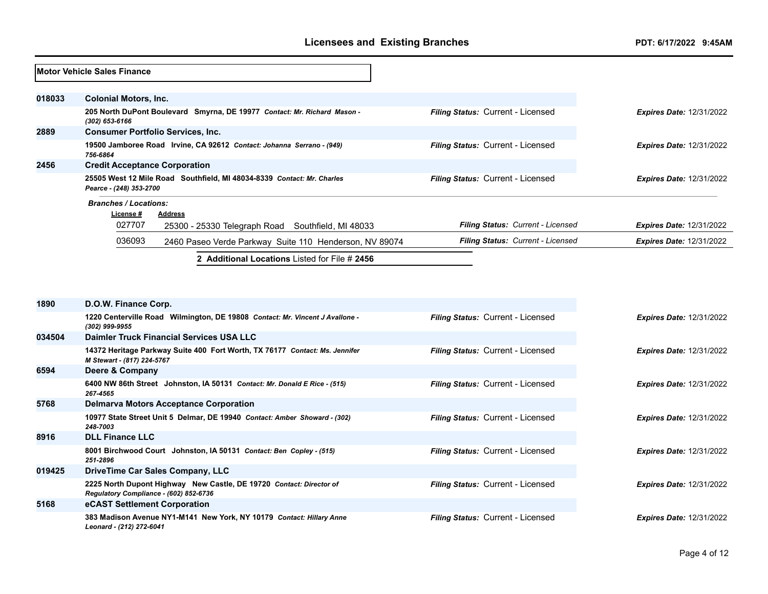**Motor Vehicle Sales Finance**

**018033** **Colonial Motors, Inc.**

**205 North DuPont Boulevard Smyrna, DE 19977** ***Contact: Mr. Richard Mason - (302) 653-6166***

*Filing Status:* Current - Licensed *Expires Date:* 12/31/2022

**2889** **Consumer Portfolio Services, Inc.**

**19500 Jamboree Road Irvine, CA 92612** ***Contact: Johanna Serrano - (949) 756-6864***

*Filing Status:* Current - Licensed *Expires Date:* 12/31/2022

**2456** **Credit Acceptance Corporation**

**25505 West 12 Mile Road Southfield, MI 48034-8339** ***Contact: Mr. Charles Pearce - (248) 353-2700***

*Filing Status:* Current - Licensed *Expires Date:* 12/31/2022

***Branches / Locations:***

| License # | Address | Filing Status | Expires Date |
|---|---|---|---|
| 027707 | 25300 - 25330 Telegraph Road Southfield, MI 48033 | Current - Licensed | 12/31/2022 |
| 036093 | 2460 Paseo Verde Parkway Suite 110 Henderson, NV 89074 | Current - Licensed | 12/31/2022 |

**2 Additional Locations** Listed for File # **2456**

**1890** **D.O.W. Finance Corp.**

**1220 Centerville Road Wilmington, DE 19808** ***Contact: Mr. Vincent J Avallone - (302) 999-9955***

*Filing Status:* Current - Licensed *Expires Date:* 12/31/2022

**034504** **Daimler Truck Financial Services USA LLC**

**14372 Heritage Parkway Suite 400 Fort Worth, TX 76177** ***Contact: Ms. Jennifer M Stewart - (817) 224-5767***

*Filing Status:* Current - Licensed *Expires Date:* 12/31/2022

**6594** **Deere & Company**

**6400 NW 86th Street Johnston, IA 50131** ***Contact: Mr. Donald E Rice - (515) 267-4565***

*Filing Status:* Current - Licensed *Expires Date:* 12/31/2022

**5768** **Delmarva Motors Acceptance Corporation**

**10977 State Street Unit 5 Delmar, DE 19940** ***Contact: Amber Showard - (302) 248-7003***

*Filing Status:* Current - Licensed *Expires Date:* 12/31/2022

**8916** **DLL Finance LLC**

**8001 Birchwood Court Johnston, IA 50131** ***Contact: Ben Copley - (515) 251-2896***

*Filing Status:* Current - Licensed *Expires Date:* 12/31/2022

**019425** **DriveTime Car Sales Company, LLC**

**2225 North Dupont Highway New Castle, DE 19720** ***Contact: Director of Regulatory Compliance - (602) 852-6736***

*Filing Status:* Current - Licensed *Expires Date:* 12/31/2022

**5168** **eCAST Settlement Corporation**

**383 Madison Avenue NY1-M141 New York, NY 10179** ***Contact: Hillary Anne Leonard - (212) 272-6041***

*Filing Status:* Current - Licensed *Expires Date:* 12/31/2022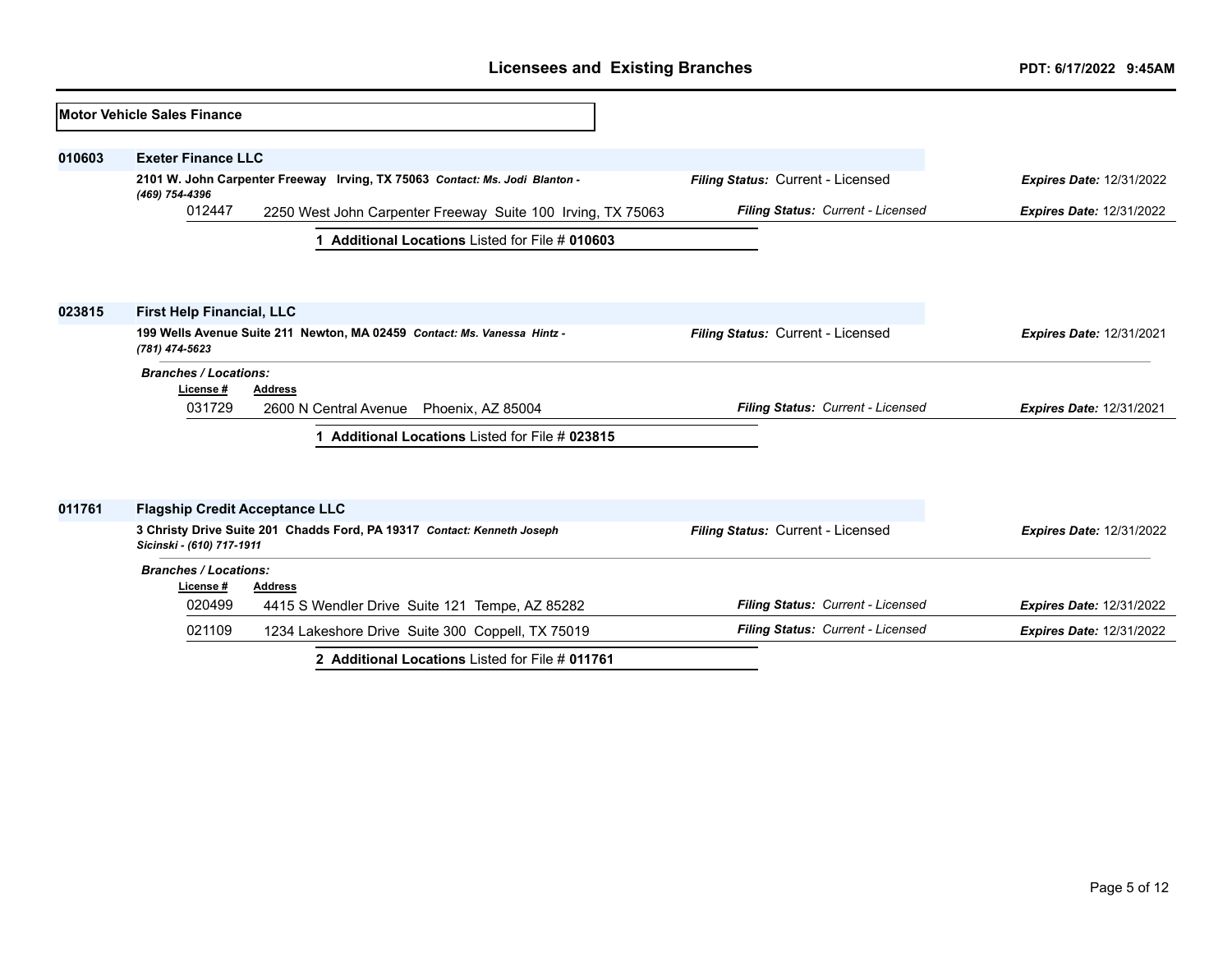## Licensees and Existing Branches

PDT: 6/17/2022 9:45AM

### Motor Vehicle Sales Finance

**010603** **Exeter Finance LLC**

**2101 W. John Carpenter Freeway Irving, TX 75063** *Contact: Ms. Jodi Blanton - (469) 754-4396*

***Filing Status:*** Current - Licensed ***Expires Date:*** 12/31/2022

| License # | Address | Filing Status | Expires Date |
|---|---|---|---|
| 012447 | 2250 West John Carpenter Freeway Suite 100 Irving, TX 75063 | Current - Licensed | 12/31/2022 |

**1 Additional Locations** Listed for File # **010603**

**023815** **First Help Financial, LLC**

**199 Wells Avenue Suite 211 Newton, MA 02459** *Contact: Ms. Vanessa Hintz - (781) 474-5623*

***Filing Status:*** Current - Licensed ***Expires Date:*** 12/31/2021

***Branches / Locations:***

| License # | Address | Filing Status | Expires Date |
|---|---|---|---|
| 031729 | 2600 N Central Avenue Phoenix, AZ 85004 | Current - Licensed | 12/31/2021 |

**1 Additional Locations** Listed for File # **023815**

**011761** **Flagship Credit Acceptance LLC**

**3 Christy Drive Suite 201 Chadds Ford, PA 19317** *Contact: Kenneth Joseph Sicinski - (610) 717-1911*

***Filing Status:*** Current - Licensed ***Expires Date:*** 12/31/2022

***Branches / Locations:***

| License # | Address | Filing Status | Expires Date |
|---|---|---|---|
| 020499 | 4415 S Wendler Drive Suite 121 Tempe, AZ 85282 | Current - Licensed | 12/31/2022 |
| 021109 | 1234 Lakeshore Drive Suite 300 Coppell, TX 75019 | Current - Licensed | 12/31/2022 |

**2 Additional Locations** Listed for File # **011761**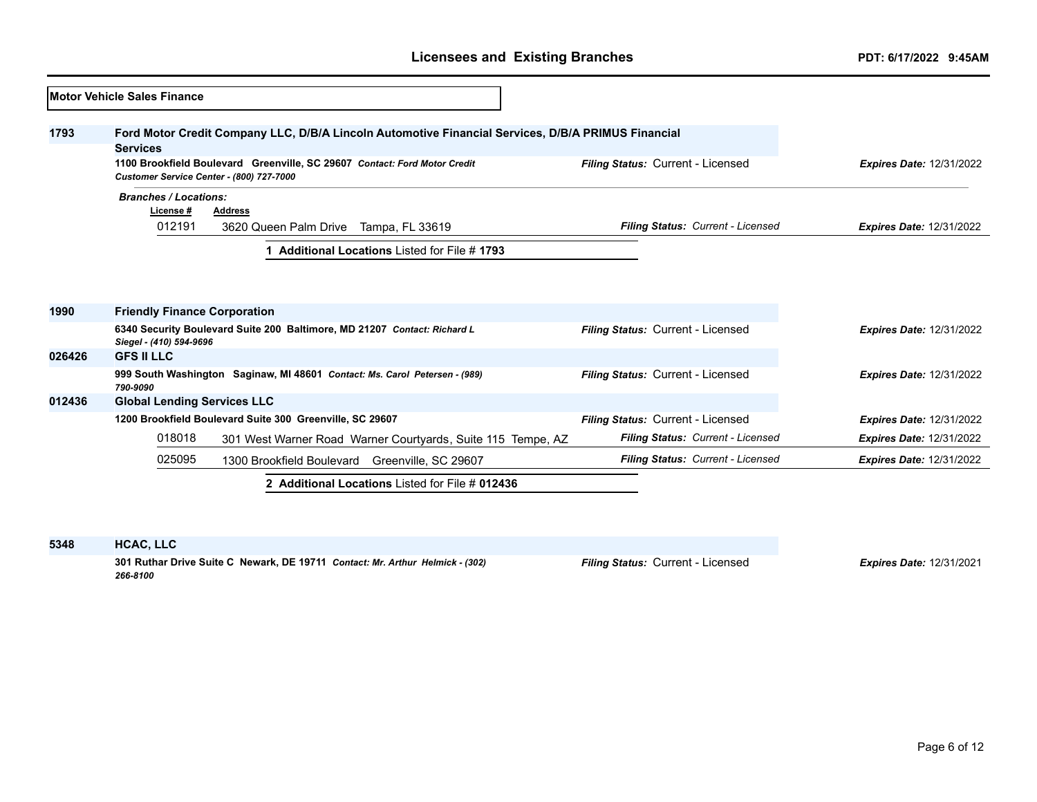## Motor Vehicle Sales Finance

**1793** **Ford Motor Credit Company LLC, D/B/A Lincoln Automotive Financial Services, D/B/A PRIMUS Financial Services**

**1100 Brookfield Boulevard Greenville, SC 29607** ***Contact: Ford Motor Credit Customer Service Center - (800) 727-7000***

***Filing Status:*** Current - Licensed ***Expires Date:*** 12/31/2022

***Branches / Locations:***

| License # | Address | Filing Status | Expires Date |
|---|---|---|---|
| 012191 | 3620 Queen Palm Drive Tampa, FL 33619 | Current - Licensed | 12/31/2022 |

**1 Additional Locations** Listed for File # **1793**

**1990** **Friendly Finance Corporation**

**6340 Security Boulevard Suite 200 Baltimore, MD 21207** ***Contact: Richard L Siegel - (410) 594-9696***

***Filing Status:*** Current - Licensed ***Expires Date:*** 12/31/2022

**026426** **GFS II LLC**

**999 South Washington Saginaw, MI 48601** ***Contact: Ms. Carol Petersen - (989) 790-9090***

***Filing Status:*** Current - Licensed ***Expires Date:*** 12/31/2022

**012436** **Global Lending Services LLC**

**1200 Brookfield Boulevard Suite 300 Greenville, SC 29607**

***Filing Status:*** Current - Licensed ***Expires Date:*** 12/31/2022

| License # | Address | Filing Status | Expires Date |
|---|---|---|---|
| 018018 | 301 West Warner Road Warner Courtyards, Suite 115 Tempe, AZ | Current - Licensed | 12/31/2022 |
| 025095 | 1300 Brookfield Boulevard Greenville, SC 29607 | Current - Licensed | 12/31/2022 |

**2 Additional Locations** Listed for File # **012436**

**5348** **HCAC, LLC**

**301 Ruthar Drive Suite C Newark, DE 19711** ***Contact: Mr. Arthur Helmick - (302) 266-8100***

***Filing Status:*** Current - Licensed ***Expires Date:*** 12/31/2021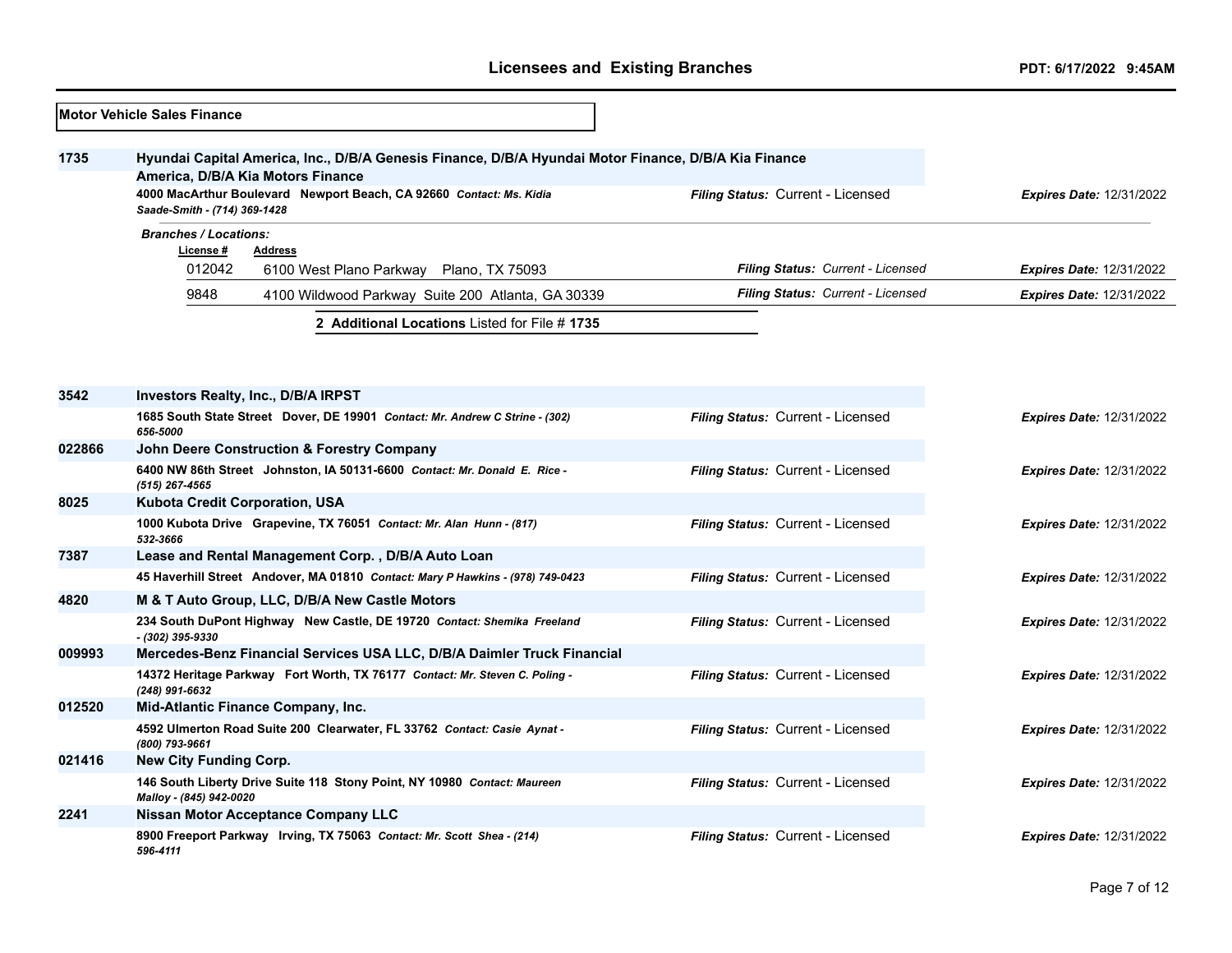## Motor Vehicle Sales Finance

**1735** — **Hyundai Capital America, Inc., D/B/A Genesis Finance, D/B/A Hyundai Motor Finance, D/B/A Kia Finance America, D/B/A Kia Motors Finance**

**4000 MacArthur Boulevard Newport Beach, CA 92660** *Contact: Ms. Kidia Saade-Smith - (714) 369-1428* — *Filing Status:* Current - Licensed — *Expires Date:* 12/31/2022

*Branches / Locations:*

| License # | Address | Filing Status | Expires Date |
|---|---|---|---|
| 012042 | 6100 West Plano Parkway Plano, TX 75093 | Current - Licensed | 12/31/2022 |
| 9848 | 4100 Wildwood Parkway Suite 200 Atlanta, GA 30339 | Current - Licensed | 12/31/2022 |

**2 Additional Locations** Listed for File # **1735**

| File # | Licensee / Address | Filing Status | Expires Date |
|---|---|---|---|
| 3542 | **Investors Realty, Inc., D/B/A IRPST**<br>**1685 South State Street Dover, DE 19901** *Contact: Mr. Andrew C Strine - (302) 656-5000* | Current - Licensed | 12/31/2022 |
| 022866 | **John Deere Construction & Forestry Company**<br>**6400 NW 86th Street Johnston, IA 50131-6600** *Contact: Mr. Donald E. Rice - (515) 267-4565* | Current - Licensed | 12/31/2022 |
| 8025 | **Kubota Credit Corporation, USA**<br>**1000 Kubota Drive Grapevine, TX 76051** *Contact: Mr. Alan Hunn - (817) 532-3666* | Current - Licensed | 12/31/2022 |
| 7387 | **Lease and Rental Management Corp. , D/B/A Auto Loan**<br>**45 Haverhill Street Andover, MA 01810** *Contact: Mary P Hawkins - (978) 749-0423* | Current - Licensed | 12/31/2022 |
| 4820 | **M & T Auto Group, LLC, D/B/A New Castle Motors**<br>**234 South DuPont Highway New Castle, DE 19720** *Contact: Shemika Freeland - (302) 395-9330* | Current - Licensed | 12/31/2022 |
| 009993 | **Mercedes-Benz Financial Services USA LLC, D/B/A Daimler Truck Financial**<br>**14372 Heritage Parkway Fort Worth, TX 76177** *Contact: Mr. Steven C. Poling - (248) 991-6632* | Current - Licensed | 12/31/2022 |
| 012520 | **Mid-Atlantic Finance Company, Inc.**<br>**4592 Ulmerton Road Suite 200 Clearwater, FL 33762** *Contact: Casie Aynat - (800) 793-9661* | Current - Licensed | 12/31/2022 |
| 021416 | **New City Funding Corp.**<br>**146 South Liberty Drive Suite 118 Stony Point, NY 10980** *Contact: Maureen Malloy - (845) 942-0020* | Current - Licensed | 12/31/2022 |
| 2241 | **Nissan Motor Acceptance Company LLC**<br>**8900 Freeport Parkway Irving, TX 75063** *Contact: Mr. Scott Shea - (214) 596-4111* | Current - Licensed | 12/31/2022 |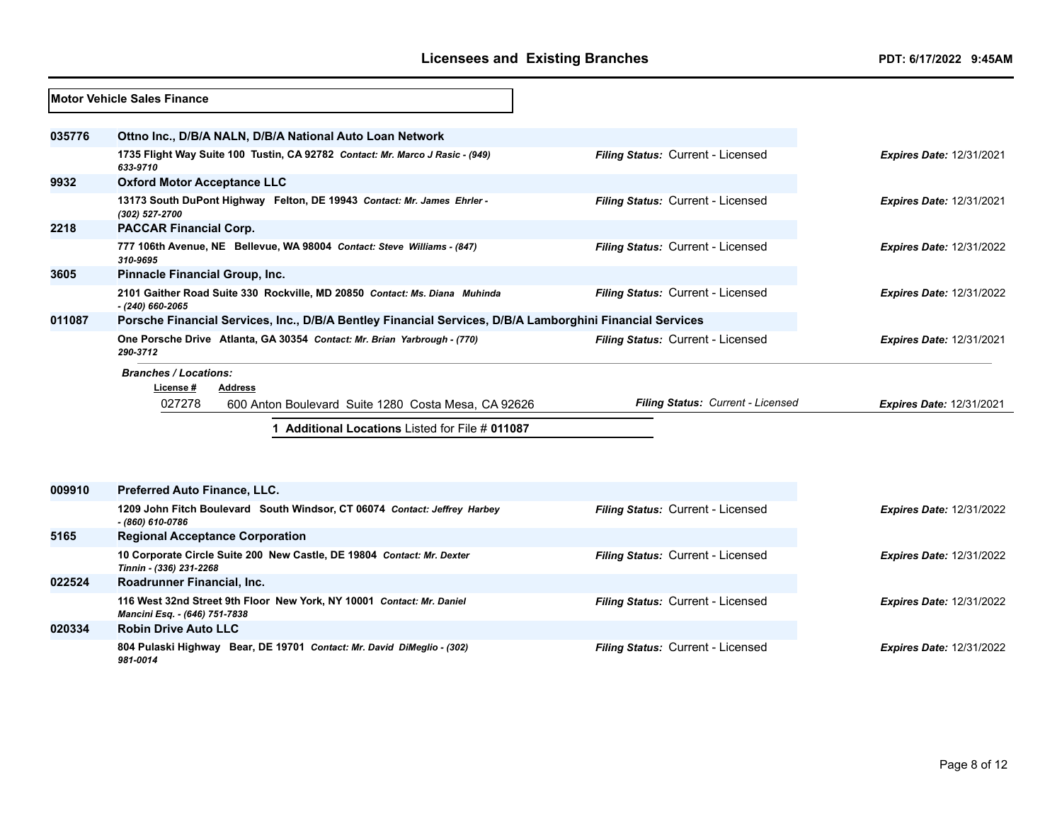## Motor Vehicle Sales Finance

**035776** **Ottno Inc., D/B/A NALN, D/B/A National Auto Loan Network**

**1735 Flight Way Suite 100 Tustin, CA 92782** *Contact: Mr. Marco J Rasic - (949) 633-9710*
*Filing Status:* Current - Licensed *Expires Date:* 12/31/2021

**9932** **Oxford Motor Acceptance LLC**

**13173 South DuPont Highway Felton, DE 19943** *Contact: Mr. James Ehrler - (302) 527-2700*
*Filing Status:* Current - Licensed *Expires Date:* 12/31/2021

**2218** **PACCAR Financial Corp.**

**777 106th Avenue, NE Bellevue, WA 98004** *Contact: Steve Williams - (847) 310-9695*
*Filing Status:* Current - Licensed *Expires Date:* 12/31/2022

**3605** **Pinnacle Financial Group, Inc.**

**2101 Gaither Road Suite 330 Rockville, MD 20850** *Contact: Ms. Diana Muhinda - (240) 660-2065*
*Filing Status:* Current - Licensed *Expires Date:* 12/31/2022

**011087** **Porsche Financial Services, Inc., D/B/A Bentley Financial Services, D/B/A Lamborghini Financial Services**

**One Porsche Drive Atlanta, GA 30354** *Contact: Mr. Brian Yarbrough - (770) 290-3712*
*Filing Status:* Current - Licensed *Expires Date:* 12/31/2021

*Branches / Locations:*

| License # | Address | Filing Status | Expires Date |
|---|---|---|---|
| 027278 | 600 Anton Boulevard Suite 1280 Costa Mesa, CA 92626 | Current - Licensed | 12/31/2021 |

**1 Additional Locations** Listed for File # **011087**

**009910** **Preferred Auto Finance, LLC.**

**1209 John Fitch Boulevard South Windsor, CT 06074** *Contact: Jeffrey Harbey - (860) 610-0786*
*Filing Status:* Current - Licensed *Expires Date:* 12/31/2022

**5165** **Regional Acceptance Corporation**

**10 Corporate Circle Suite 200 New Castle, DE 19804** *Contact: Mr. Dexter Tinnin - (336) 231-2268*
*Filing Status:* Current - Licensed *Expires Date:* 12/31/2022

**022524** **Roadrunner Financial, Inc.**

**116 West 32nd Street 9th Floor New York, NY 10001** *Contact: Mr. Daniel Mancini Esq. - (646) 751-7838*
*Filing Status:* Current - Licensed *Expires Date:* 12/31/2022

**020334** **Robin Drive Auto LLC**

**804 Pulaski Highway Bear, DE 19701** *Contact: Mr. David DiMeglio - (302) 981-0014*
*Filing Status:* Current - Licensed *Expires Date:* 12/31/2022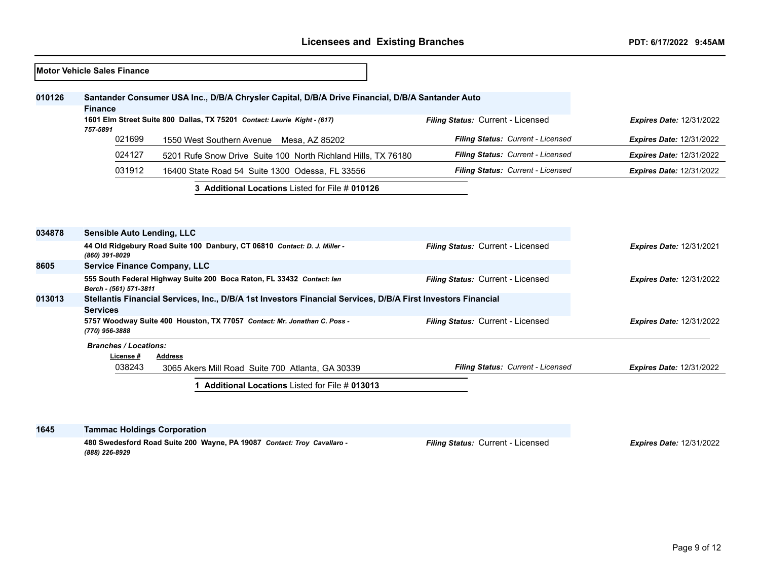## Motor Vehicle Sales Finance

**010126** **Santander Consumer USA Inc., D/B/A Chrysler Capital, D/B/A Drive Financial, D/B/A Santander Auto Finance**

**1601 Elm Street Suite 800 Dallas, TX 75201** *Contact: Laurie Kight - (617) 757-5891* — *Filing Status:* Current - Licensed — *Expires Date:* 12/31/2022

| License # | Address | Filing Status | Expires Date |
|---|---|---|---|
| 021699 | 1550 West Southern Avenue Mesa, AZ 85202 | Current - Licensed | 12/31/2022 |
| 024127 | 5201 Rufe Snow Drive Suite 100 North Richland Hills, TX 76180 | Current - Licensed | 12/31/2022 |
| 031912 | 16400 State Road 54 Suite 1300 Odessa, FL 33556 | Current - Licensed | 12/31/2022 |

**3 Additional Locations** Listed for File # **010126**

**034878** **Sensible Auto Lending, LLC**

**44 Old Ridgebury Road Suite 100 Danbury, CT 06810** *Contact: D. J. Miller - (860) 391-8029* — *Filing Status:* Current - Licensed — *Expires Date:* 12/31/2021

**8605** **Service Finance Company, LLC**

**555 South Federal Highway Suite 200 Boca Raton, FL 33432** *Contact: Ian Berch - (561) 571-3811* — *Filing Status:* Current - Licensed — *Expires Date:* 12/31/2022

**013013** **Stellantis Financial Services, Inc., D/B/A 1st Investors Financial Services, D/B/A First Investors Financial Services**

**5757 Woodway Suite 400 Houston, TX 77057** *Contact: Mr. Jonathan C. Poss - (770) 956-3888* — *Filing Status:* Current - Licensed — *Expires Date:* 12/31/2022

*Branches / Locations:*

| License # | Address | Filing Status | Expires Date |
|---|---|---|---|
| 038243 | 3065 Akers Mill Road Suite 700 Atlanta, GA 30339 | Current - Licensed | 12/31/2022 |

**1 Additional Locations** Listed for File # **013013**

**1645** **Tammac Holdings Corporation**

**480 Swedesford Road Suite 200 Wayne, PA 19087** *Contact: Troy Cavallaro - (888) 226-8929* — *Filing Status:* Current - Licensed — *Expires Date:* 12/31/2022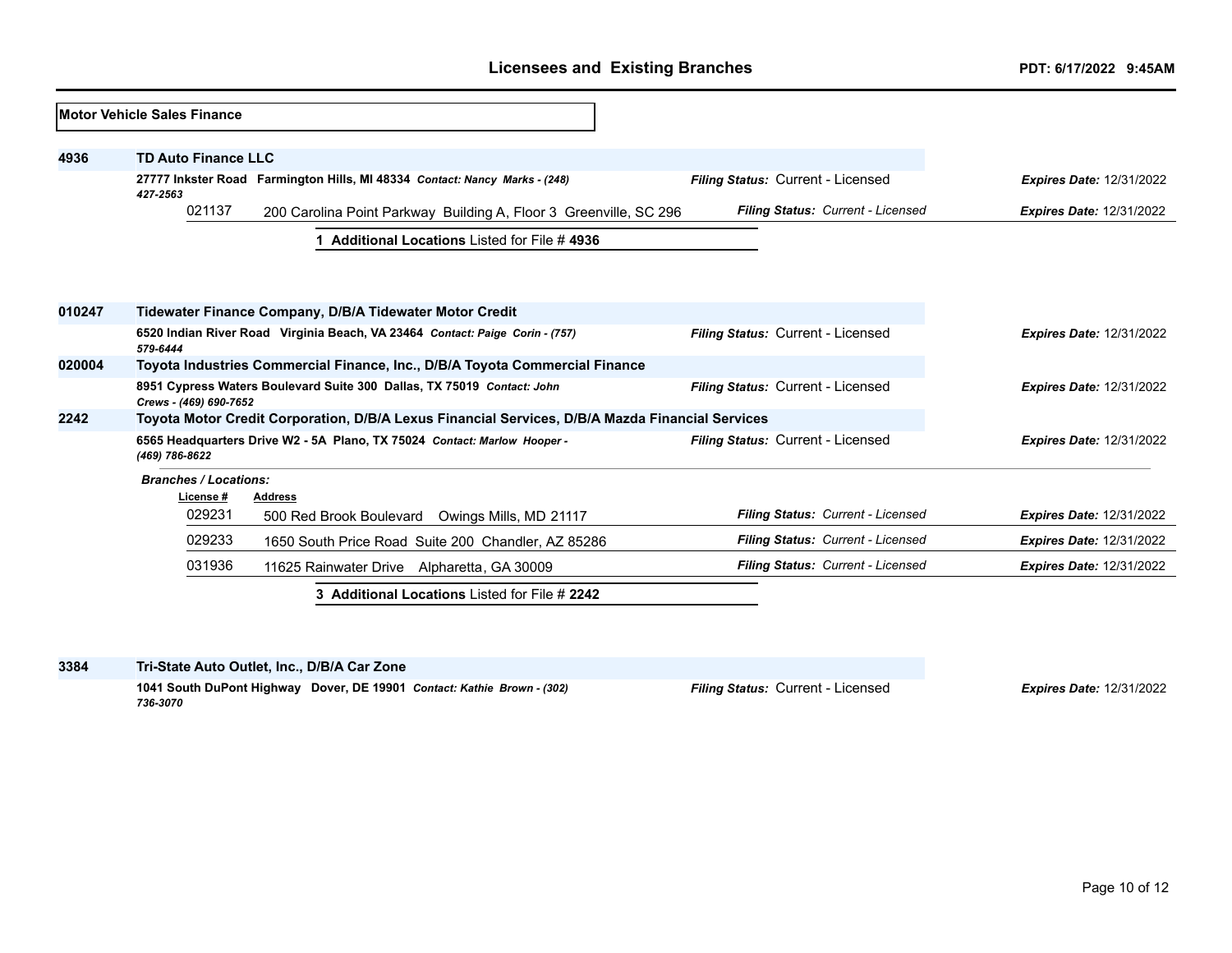## Motor Vehicle Sales Finance

**4936** **TD Auto Finance LLC**

**27777 Inkster Road Farmington Hills, MI 48334** *Contact: Nancy Marks - (248) 427-2563* — ***Filing Status:*** Current - Licensed — ***Expires Date:*** 12/31/2022

| License # | Address | Filing Status | Expires Date |
|---|---|---|---|
| 021137 | 200 Carolina Point Parkway Building A, Floor 3 Greenville, SC 296 | *Current - Licensed* | 12/31/2022 |

**1 Additional Locations** Listed for File # **4936**

---

**010247** **Tidewater Finance Company, D/B/A Tidewater Motor Credit**

**6520 Indian River Road Virginia Beach, VA 23464** *Contact: Paige Corin - (757) 579-6444* — ***Filing Status:*** Current - Licensed — ***Expires Date:*** 12/31/2022

**020004** **Toyota Industries Commercial Finance, Inc., D/B/A Toyota Commercial Finance**

**8951 Cypress Waters Boulevard Suite 300 Dallas, TX 75019** *Contact: John Crews - (469) 690-7652* — ***Filing Status:*** Current - Licensed — ***Expires Date:*** 12/31/2022

**2242** **Toyota Motor Credit Corporation, D/B/A Lexus Financial Services, D/B/A Mazda Financial Services**

**6565 Headquarters Drive W2 - 5A Plano, TX 75024** *Contact: Marlow Hooper - (469) 786-8622* — ***Filing Status:*** Current - Licensed — ***Expires Date:*** 12/31/2022

***Branches / Locations:***

| License # | Address | Filing Status | Expires Date |
|---|---|---|---|
| 029231 | 500 Red Brook Boulevard Owings Mills, MD 21117 | *Current - Licensed* | 12/31/2022 |
| 029233 | 1650 South Price Road Suite 200 Chandler, AZ 85286 | *Current - Licensed* | 12/31/2022 |
| 031936 | 11625 Rainwater Drive Alpharetta, GA 30009 | *Current - Licensed* | 12/31/2022 |

**3 Additional Locations** Listed for File # **2242**

---

**3384** **Tri-State Auto Outlet, Inc., D/B/A Car Zone**

**1041 South DuPont Highway Dover, DE 19901** *Contact: Kathie Brown - (302) 736-3070* — ***Filing Status:*** Current - Licensed — ***Expires Date:*** 12/31/2022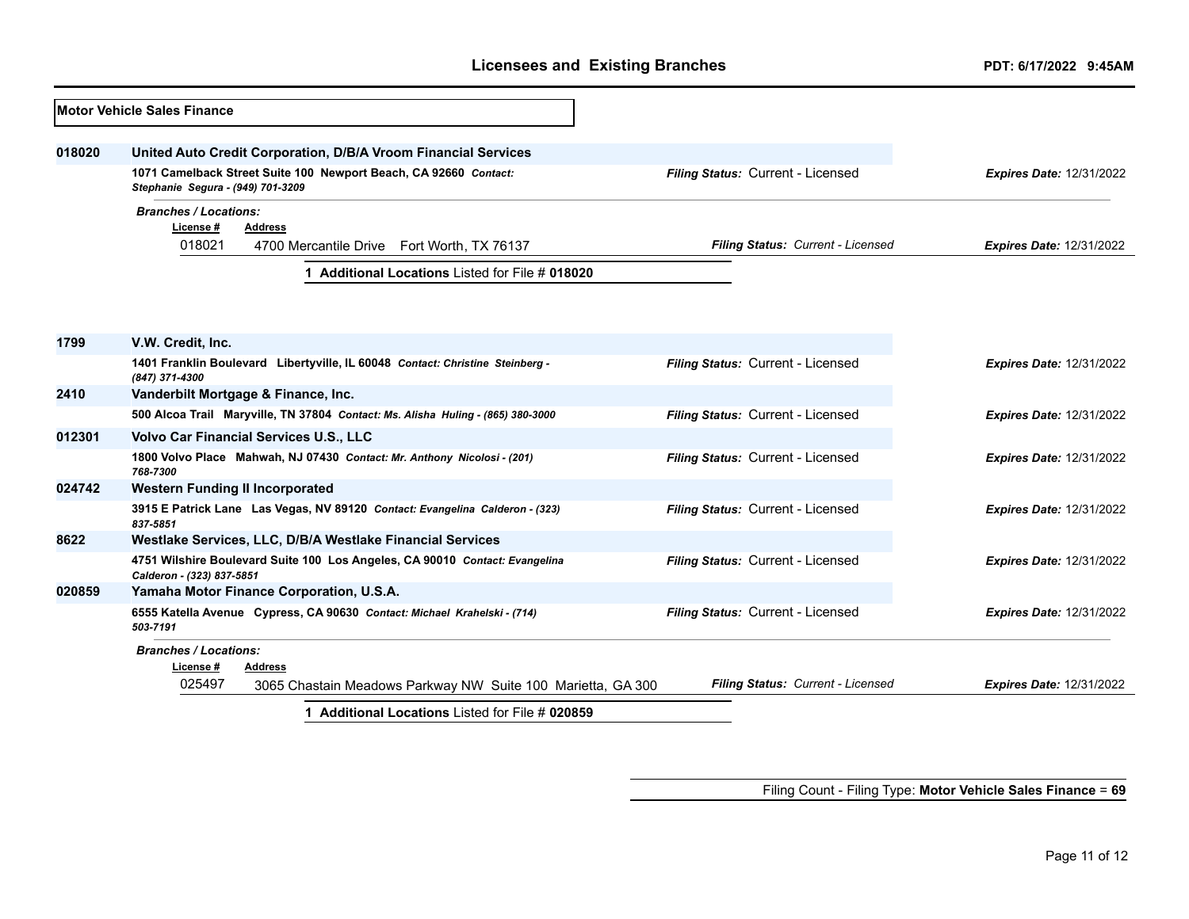## Licensees and Existing Branches

**PDT: 6/17/2022 9:45AM**

### Motor Vehicle Sales Finance

**018020** **United Auto Credit Corporation, D/B/A Vroom Financial Services**

**1071 Camelback Street Suite 100 Newport Beach, CA 92660** ***Contact: Stephanie Segura - (949) 701-3209***

***Filing Status:*** Current - Licensed ***Expires Date:*** 12/31/2022

***Branches / Locations:***

| License # | Address | Filing Status | Expires Date |
|---|---|---|---|
| 018021 | 4700 Mercantile Drive Fort Worth, TX 76137 | Current - Licensed | 12/31/2022 |

**1 Additional Locations** Listed for File # **018020**

**1799** **V.W. Credit, Inc.**

**1401 Franklin Boulevard Libertyville, IL 60048** ***Contact: Christine Steinberg - (847) 371-4300***

***Filing Status:*** Current - Licensed ***Expires Date:*** 12/31/2022

**2410** **Vanderbilt Mortgage & Finance, Inc.**

**500 Alcoa Trail Maryville, TN 37804** ***Contact: Ms. Alisha Huling - (865) 380-3000***

***Filing Status:*** Current - Licensed ***Expires Date:*** 12/31/2022

**012301** **Volvo Car Financial Services U.S., LLC**

**1800 Volvo Place Mahwah, NJ 07430** ***Contact: Mr. Anthony Nicolosi - (201) 768-7300***

***Filing Status:*** Current - Licensed ***Expires Date:*** 12/31/2022

**024742** **Western Funding II Incorporated**

**3915 E Patrick Lane Las Vegas, NV 89120** ***Contact: Evangelina Calderon - (323) 837-5851***

***Filing Status:*** Current - Licensed ***Expires Date:*** 12/31/2022

**8622** **Westlake Services, LLC, D/B/A Westlake Financial Services**

**4751 Wilshire Boulevard Suite 100 Los Angeles, CA 90010** ***Contact: Evangelina Calderon - (323) 837-5851***

***Filing Status:*** Current - Licensed ***Expires Date:*** 12/31/2022

**020859** **Yamaha Motor Finance Corporation, U.S.A.**

**6555 Katella Avenue Cypress, CA 90630** ***Contact: Michael Krahelski - (714) 503-7191***

***Filing Status:*** Current - Licensed ***Expires Date:*** 12/31/2022

***Branches / Locations:***

| License # | Address | Filing Status | Expires Date |
|---|---|---|---|
| 025497 | 3065 Chastain Meadows Parkway NW Suite 100 Marietta, GA 300 | Current - Licensed | 12/31/2022 |

**1 Additional Locations** Listed for File # **020859**

Filing Count - Filing Type: **Motor Vehicle Sales Finance** = **69**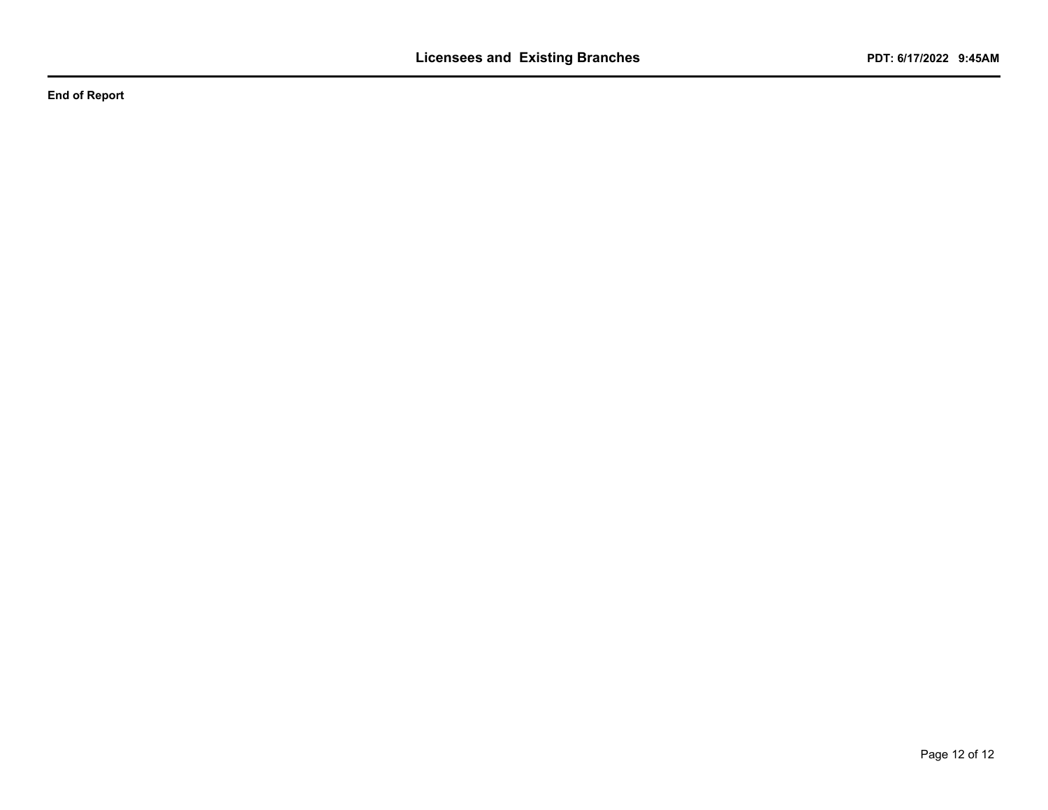**End of Report**